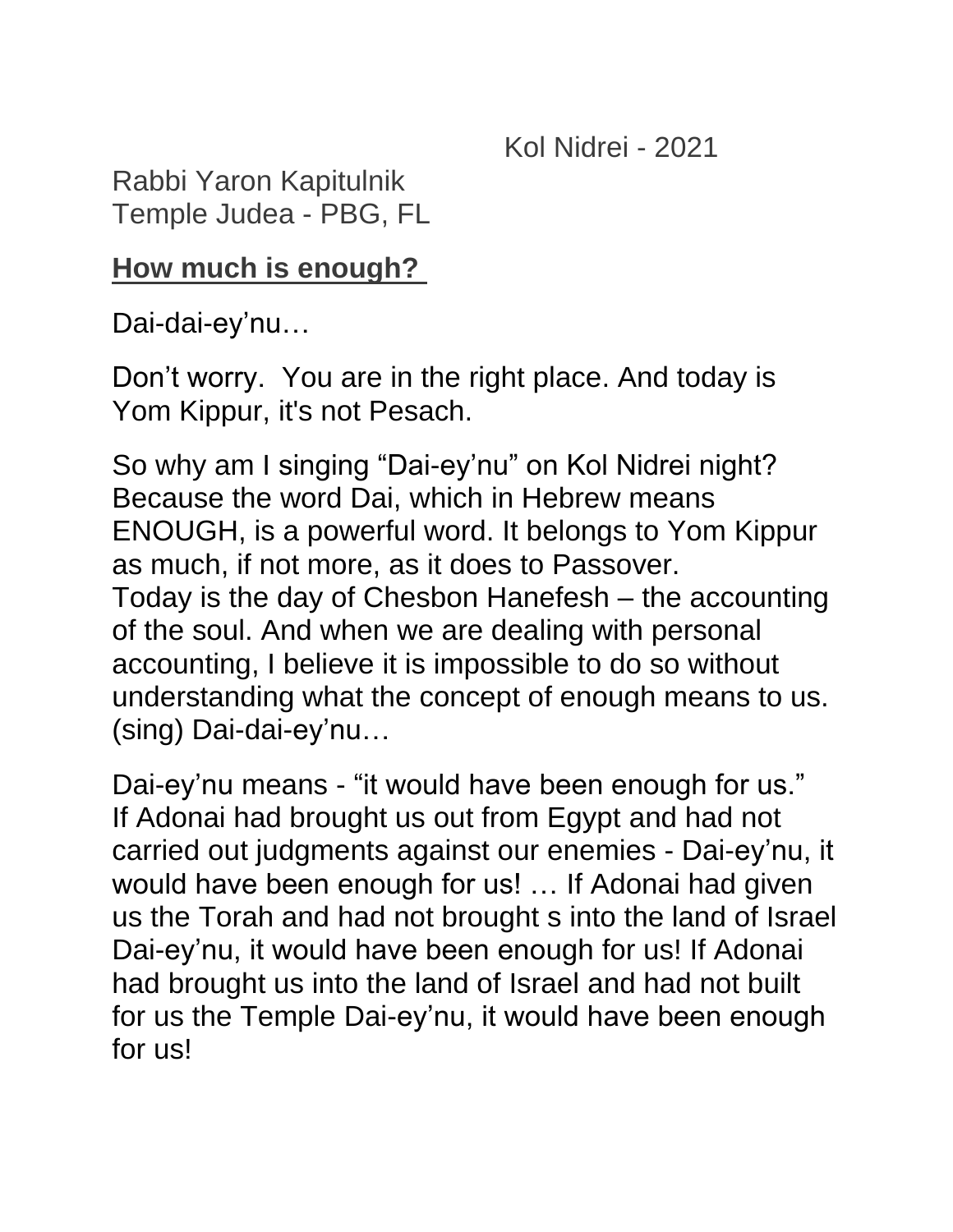Kol Nidrei - 2021

Rabbi Yaron Kapitulnik
Temple Judea - PBG, FL

## How much is enough?

Dai-dai-ey'nu…

Don't worry. You are in the right place. And today is Yom Kippur, it's not Pesach.

So why am I singing "Dai-ey'nu" on Kol Nidrei night? Because the word Dai, which in Hebrew means ENOUGH, is a powerful word. It belongs to Yom Kippur as much, if not more, as it does to Passover. Today is the day of Chesbon Hanefesh – the accounting of the soul. And when we are dealing with personal accounting, I believe it is impossible to do so without understanding what the concept of enough means to us. (sing) Dai-dai-ey'nu…

Dai-ey'nu means - "it would have been enough for us." If Adonai had brought us out from Egypt and had not carried out judgments against our enemies - Dai-ey'nu, it would have been enough for us! … If Adonai had given us the Torah and had not brought s into the land of Israel Dai-ey'nu, it would have been enough for us! If Adonai had brought us into the land of Israel and had not built for us the Temple Dai-ey'nu, it would have been enough for us!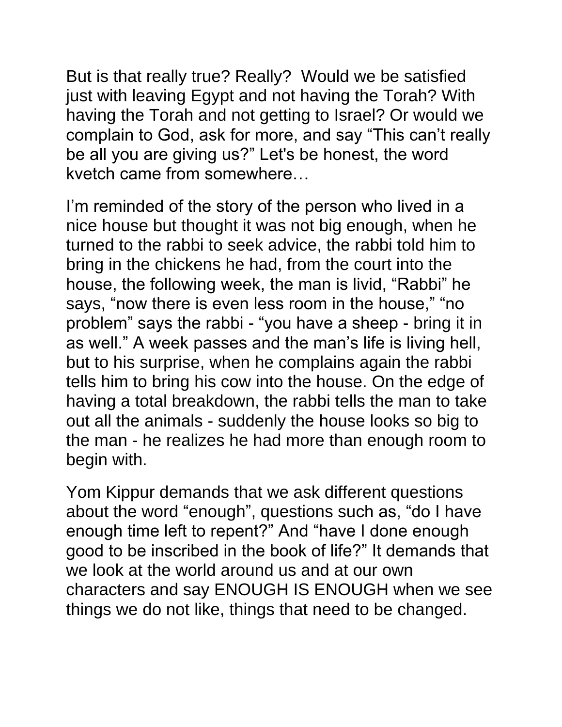But is that really true? Really?  Would we be satisfied just with leaving Egypt and not having the Torah? With having the Torah and not getting to Israel? Or would we complain to God, ask for more, and say "This can't really be all you are giving us?" Let's be honest, the word kvetch came from somewhere…

I'm reminded of the story of the person who lived in a nice house but thought it was not big enough, when he turned to the rabbi to seek advice, the rabbi told him to bring in the chickens he had, from the court into the house, the following week, the man is livid, "Rabbi" he says, "now there is even less room in the house," "no problem" says the rabbi - "you have a sheep - bring it in as well." A week passes and the man's life is living hell, but to his surprise, when he complains again the rabbi tells him to bring his cow into the house. On the edge of having a total breakdown, the rabbi tells the man to take out all the animals - suddenly the house looks so big to the man - he realizes he had more than enough room to begin with.

Yom Kippur demands that we ask different questions about the word "enough", questions such as, "do I have enough time left to repent?" And "have I done enough good to be inscribed in the book of life?" It demands that we look at the world around us and at our own characters and say ENOUGH IS ENOUGH when we see things we do not like, things that need to be changed.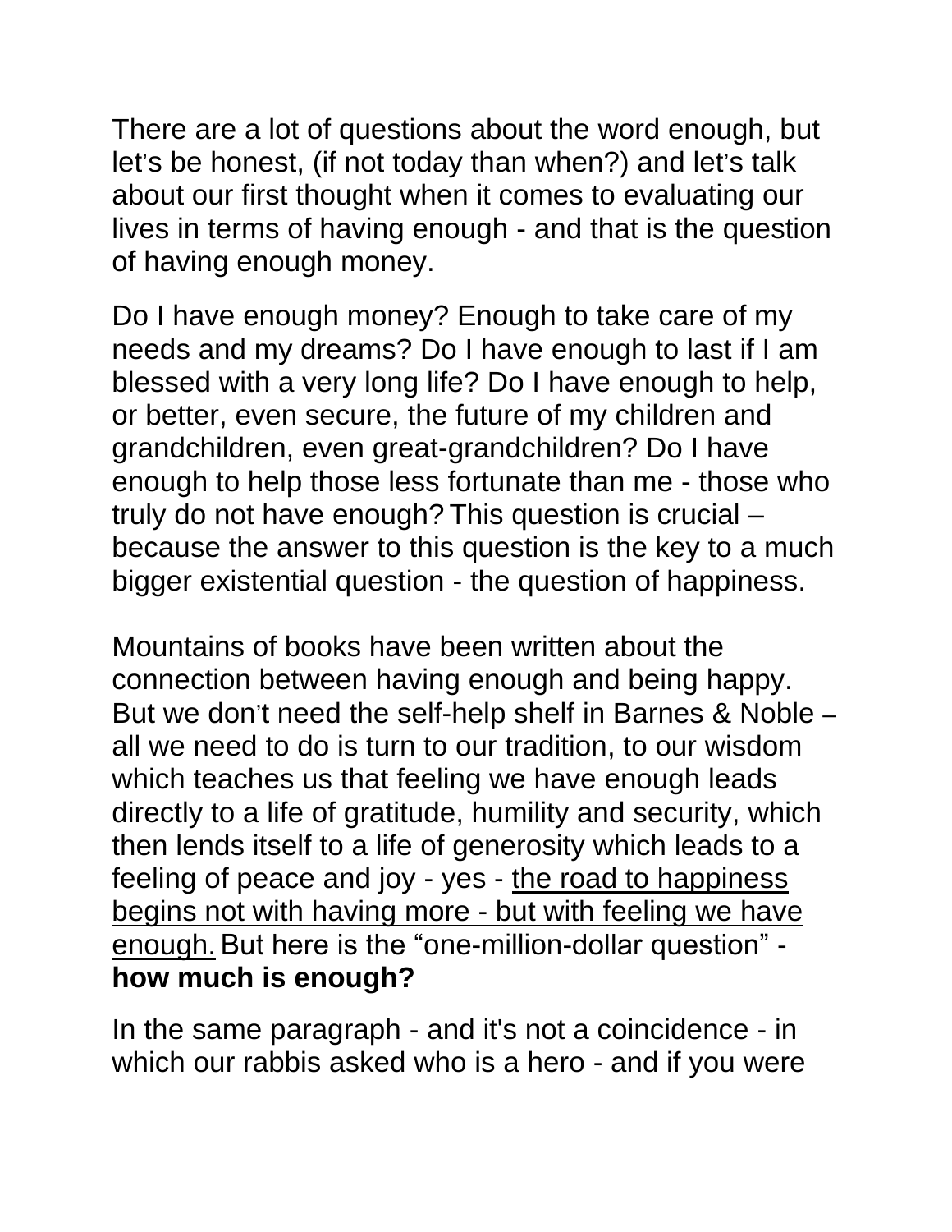There are a lot of questions about the word enough, but let's be honest, (if not today than when?) and let's talk about our first thought when it comes to evaluating our lives in terms of having enough - and that is the question of having enough money.

Do I have enough money? Enough to take care of my needs and my dreams? Do I have enough to last if I am blessed with a very long life? Do I have enough to help, or better, even secure, the future of my children and grandchildren, even great-grandchildren? Do I have enough to help those less fortunate than me - those who truly do not have enough? This question is crucial – because the answer to this question is the key to a much bigger existential question - the question of happiness.

Mountains of books have been written about the connection between having enough and being happy. But we don't need the self-help shelf in Barnes & Noble – all we need to do is turn to our tradition, to our wisdom which teaches us that feeling we have enough leads directly to a life of gratitude, humility and security, which then lends itself to a life of generosity which leads to a feeling of peace and joy - yes - <u>the road to happiness begins not with having more - but with feeling we have enough.</u> But here is the "one-million-dollar question" - **how much is enough?**

In the same paragraph - and it's not a coincidence - in which our rabbis asked who is a hero - and if you were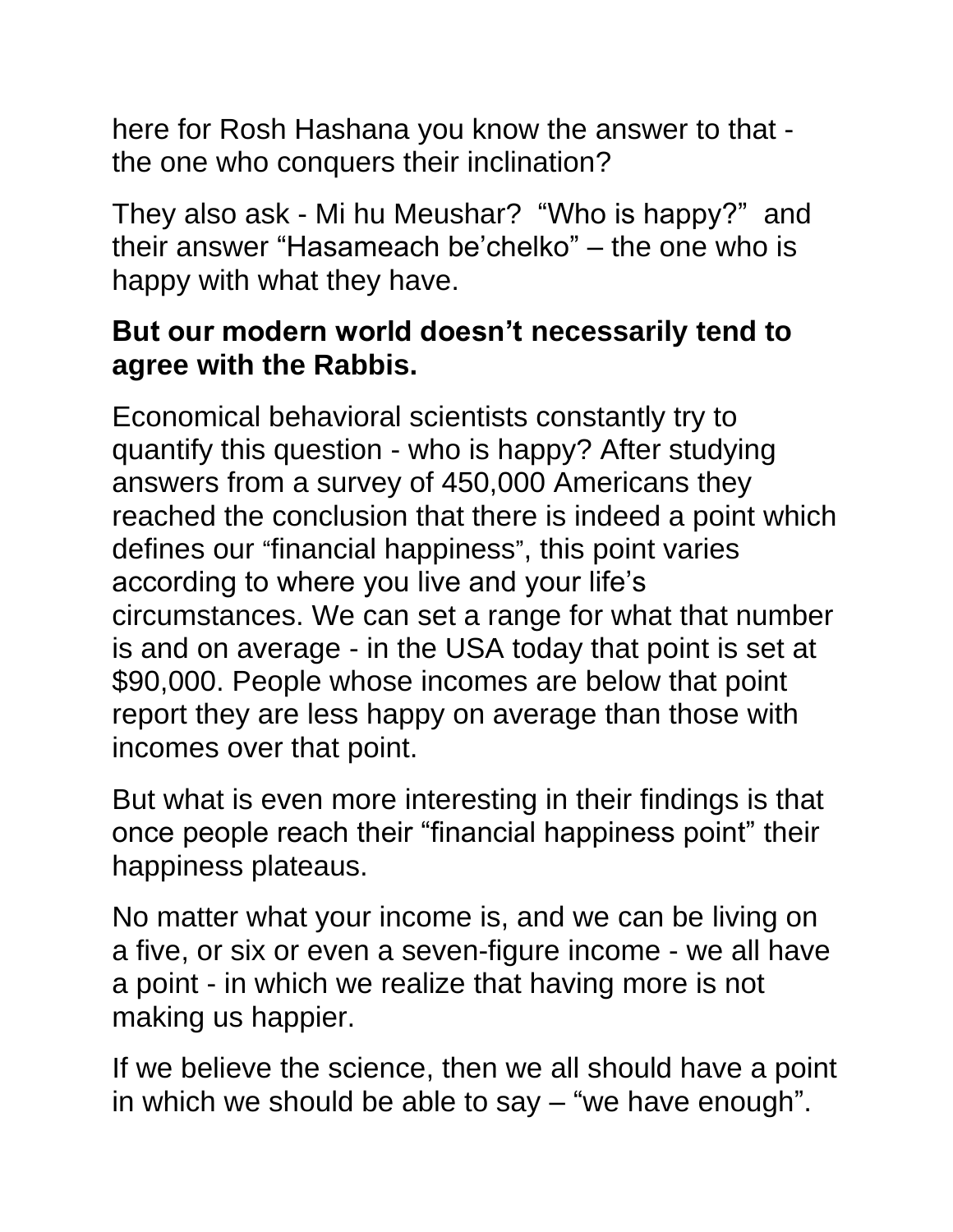here for Rosh Hashana you know the answer to that - the one who conquers their inclination?

They also ask - Mi hu Meushar?  “Who is happy?”  and their answer “Hasameach be’chelko” – the one who is happy with what they have.

**But our modern world doesn’t necessarily tend to agree with the Rabbis.**

Economical behavioral scientists constantly try to quantify this question - who is happy? After studying answers from a survey of 450,000 Americans they reached the conclusion that there is indeed a point which defines our “financial happiness”, this point varies according to where you live and your life’s circumstances. We can set a range for what that number is and on average - in the USA today that point is set at $90,000. People whose incomes are below that point report they are less happy on average than those with incomes over that point.

But what is even more interesting in their findings is that once people reach their “financial happiness point” their happiness plateaus.

No matter what your income is, and we can be living on a five, or six or even a seven-figure income - we all have a point - in which we realize that having more is not making us happier.

If we believe the science, then we all should have a point in which we should be able to say – “we have enough”.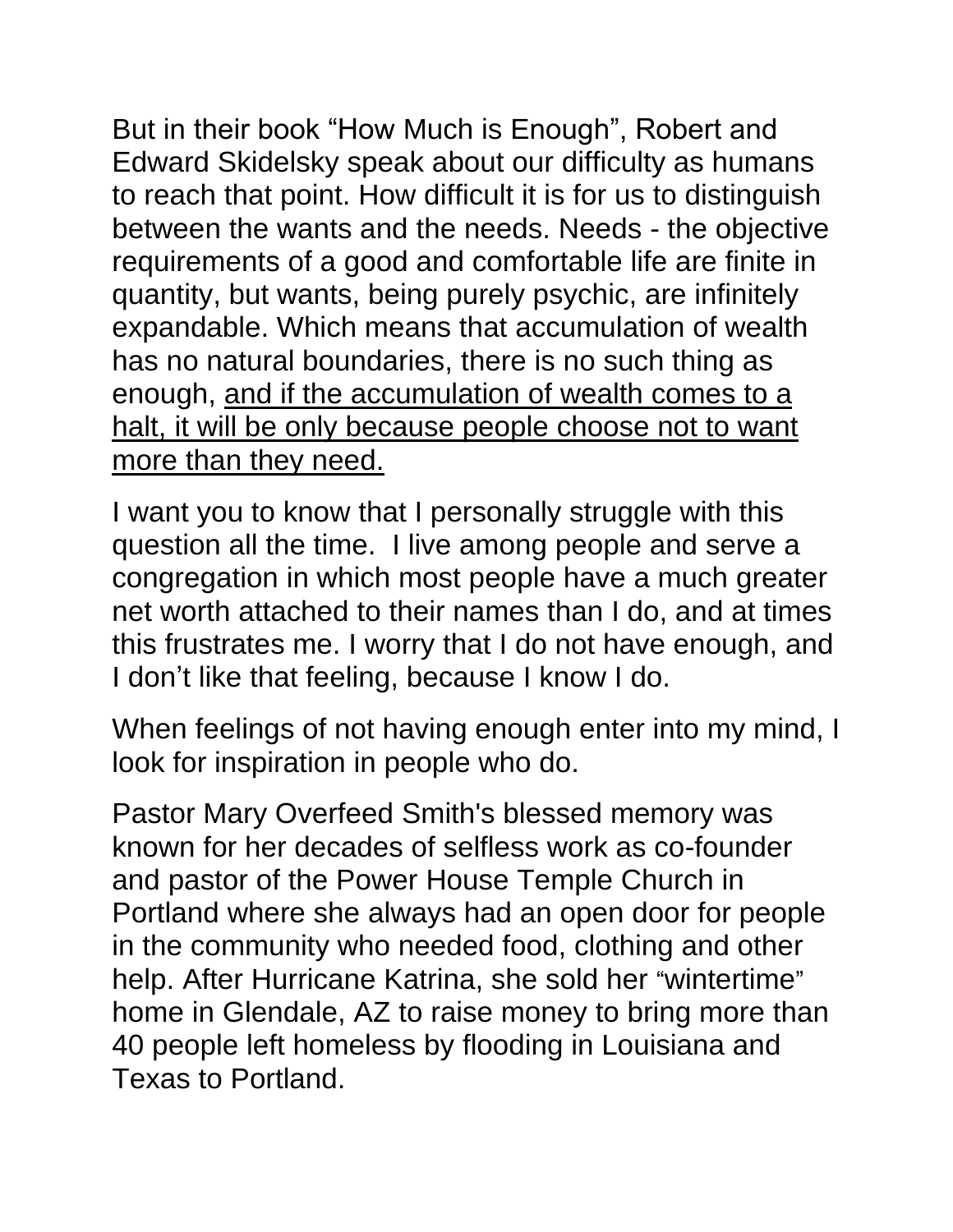But in their book “How Much is Enough”, Robert and Edward Skidelsky speak about our difficulty as humans to reach that point. How difficult it is for us to distinguish between the wants and the needs. Needs - the objective requirements of a good and comfortable life are finite in quantity, but wants, being purely psychic, are infinitely expandable. Which means that accumulation of wealth has no natural boundaries, there is no such thing as enough, <u>and if the accumulation of wealth comes to a halt, it will be only because people choose not to want more than they need.</u>

I want you to know that I personally struggle with this question all the time.  I live among people and serve a congregation in which most people have a much greater net worth attached to their names than I do, and at times this frustrates me. I worry that I do not have enough, and I don’t like that feeling, because I know I do.

When feelings of not having enough enter into my mind, I look for inspiration in people who do.

Pastor Mary Overfeed Smith's blessed memory was known for her decades of selfless work as co-founder and pastor of the Power House Temple Church in Portland where she always had an open door for people in the community who needed food, clothing and other help. After Hurricane Katrina, she sold her “wintertime” home in Glendale, AZ to raise money to bring more than 40 people left homeless by flooding in Louisiana and Texas to Portland.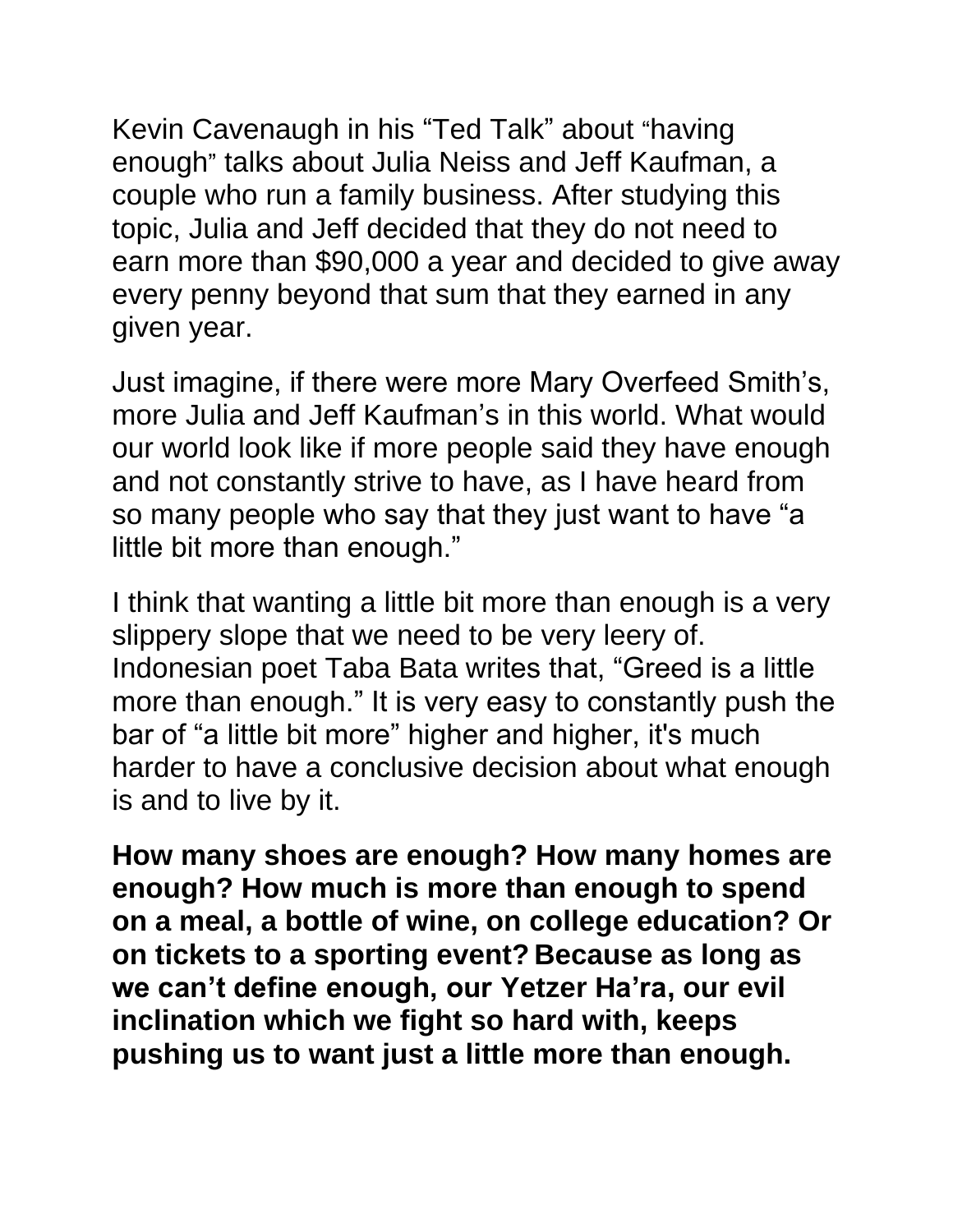Kevin Cavenaugh in his “Ted Talk” about “having enough” talks about Julia Neiss and Jeff Kaufman, a couple who run a family business. After studying this topic, Julia and Jeff decided that they do not need to earn more than $90,000 a year and decided to give away every penny beyond that sum that they earned in any given year.

Just imagine, if there were more Mary Overfeed Smith’s, more Julia and Jeff Kaufman’s in this world. What would our world look like if more people said they have enough and not constantly strive to have, as I have heard from so many people who say that they just want to have “a little bit more than enough.”

I think that wanting a little bit more than enough is a very slippery slope that we need to be very leery of. Indonesian poet Taba Bata writes that, “Greed is a little more than enough.” It is very easy to constantly push the bar of “a little bit more” higher and higher, it's much harder to have a conclusive decision about what enough is and to live by it.

**How many shoes are enough? How many homes are enough? How much is more than enough to spend on a meal, a bottle of wine, on college education? Or on tickets to a sporting event? Because as long as we can’t define enough, our Yetzer Ha’ra, our evil inclination which we fight so hard with, keeps pushing us to want just a little more than enough.**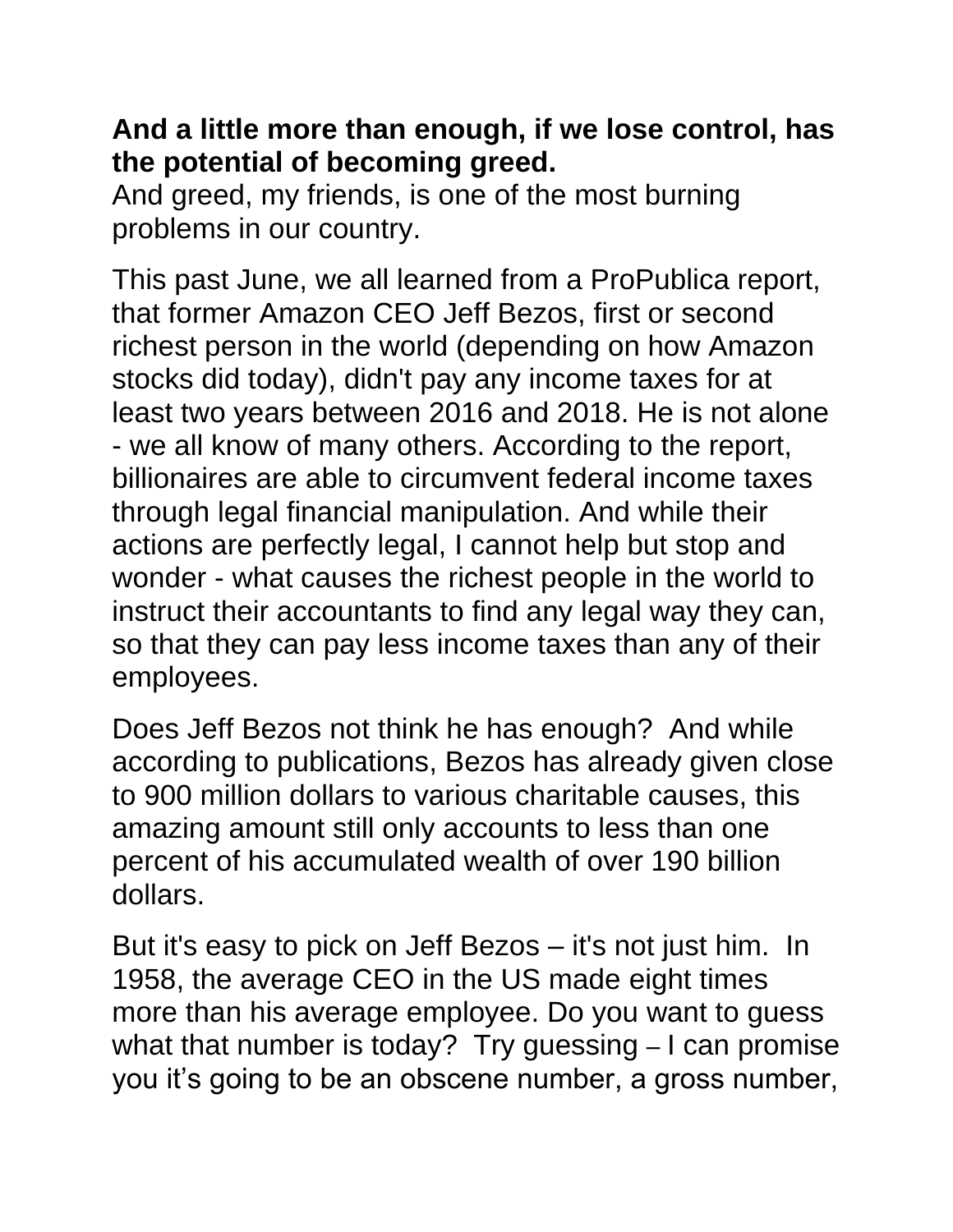**And a little more than enough, if we lose control, has the potential of becoming greed.**
And greed, my friends, is one of the most burning problems in our country.

This past June, we all learned from a ProPublica report, that former Amazon CEO Jeff Bezos, first or second richest person in the world (depending on how Amazon stocks did today), didn't pay any income taxes for at least two years between 2016 and 2018. He is not alone - we all know of many others. According to the report, billionaires are able to circumvent federal income taxes through legal financial manipulation. And while their actions are perfectly legal, I cannot help but stop and wonder - what causes the richest people in the world to instruct their accountants to find any legal way they can, so that they can pay less income taxes than any of their employees.

Does Jeff Bezos not think he has enough? And while according to publications, Bezos has already given close to 900 million dollars to various charitable causes, this amazing amount still only accounts to less than one percent of his accumulated wealth of over 190 billion dollars.

But it's easy to pick on Jeff Bezos – it's not just him. In 1958, the average CEO in the US made eight times more than his average employee. Do you want to guess what that number is today? Try guessing – I can promise you it's going to be an obscene number, a gross number,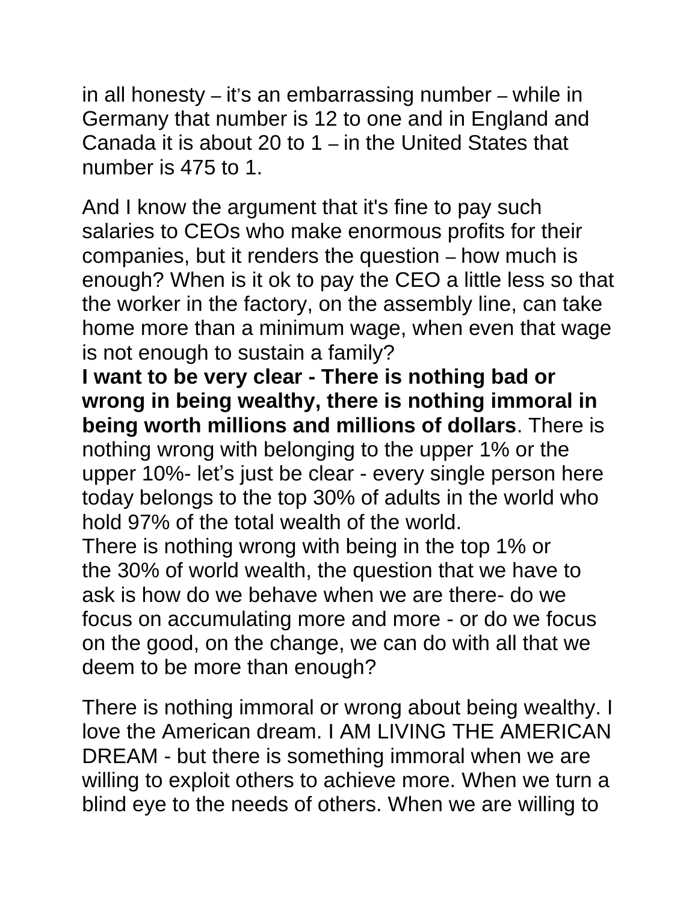in all honesty – it's an embarrassing number – while in Germany that number is 12 to one and in England and Canada it is about 20 to 1 – in the United States that number is 475 to 1.

And I know the argument that it's fine to pay such salaries to CEOs who make enormous profits for their companies, but it renders the question – how much is enough? When is it ok to pay the CEO a little less so that the worker in the factory, on the assembly line, can take home more than a minimum wage, when even that wage is not enough to sustain a family?

**I want to be very clear - There is nothing bad or wrong in being wealthy, there is nothing immoral in being worth millions and millions of dollars**. There is nothing wrong with belonging to the upper 1% or the upper 10%- let's just be clear - every single person here today belongs to the top 30% of adults in the world who hold 97% of the total wealth of the world.

There is nothing wrong with being in the top 1% or the 30% of world wealth, the question that we have to ask is how do we behave when we are there- do we focus on accumulating more and more - or do we focus on the good, on the change, we can do with all that we deem to be more than enough?

There is nothing immoral or wrong about being wealthy. I love the American dream. I AM LIVING THE AMERICAN DREAM - but there is something immoral when we are willing to exploit others to achieve more. When we turn a blind eye to the needs of others. When we are willing to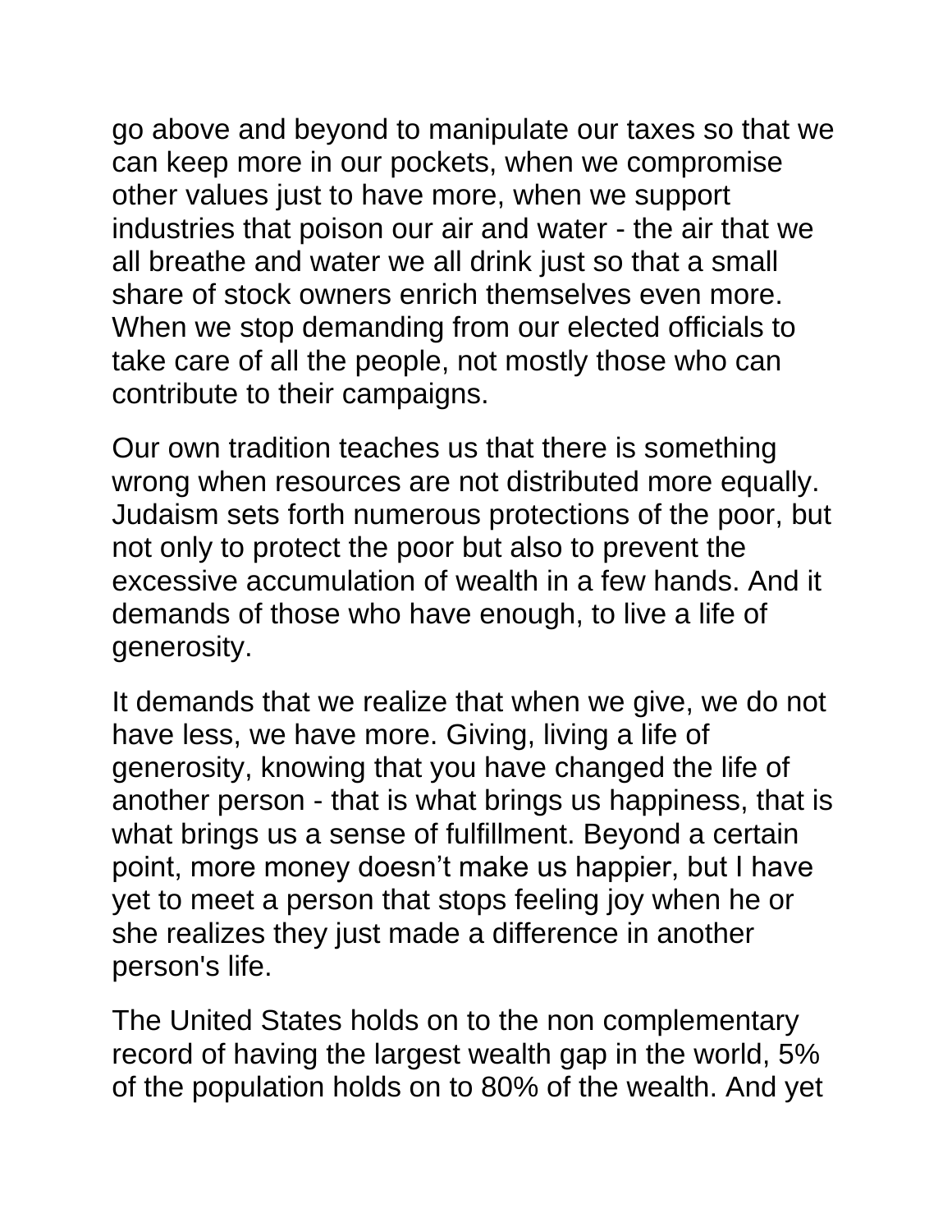go above and beyond to manipulate our taxes so that we can keep more in our pockets, when we compromise other values just to have more, when we support industries that poison our air and water - the air that we all breathe and water we all drink just so that a small share of stock owners enrich themselves even more. When we stop demanding from our elected officials to take care of all the people, not mostly those who can contribute to their campaigns.

Our own tradition teaches us that there is something wrong when resources are not distributed more equally. Judaism sets forth numerous protections of the poor, but not only to protect the poor but also to prevent the excessive accumulation of wealth in a few hands. And it demands of those who have enough, to live a life of generosity.

It demands that we realize that when we give, we do not have less, we have more. Giving, living a life of generosity, knowing that you have changed the life of another person - that is what brings us happiness, that is what brings us a sense of fulfillment. Beyond a certain point, more money doesn't make us happier, but I have yet to meet a person that stops feeling joy when he or she realizes they just made a difference in another person's life.

The United States holds on to the non complementary record of having the largest wealth gap in the world, 5% of the population holds on to 80% of the wealth. And yet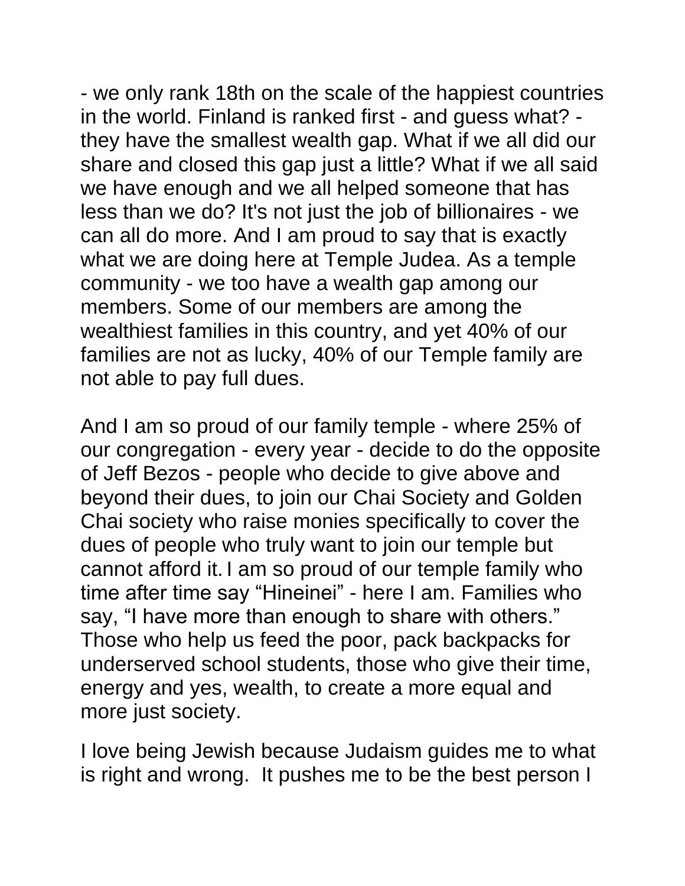- we only rank 18th on the scale of the happiest countries in the world. Finland is ranked first - and guess what? - they have the smallest wealth gap. What if we all did our share and closed this gap just a little? What if we all said we have enough and we all helped someone that has less than we do? It's not just the job of billionaires - we can all do more. And I am proud to say that is exactly what we are doing here at Temple Judea. As a temple community - we too have a wealth gap among our members. Some of our members are among the wealthiest families in this country, and yet 40% of our families are not as lucky, 40% of our Temple family are not able to pay full dues.

And I am so proud of our family temple - where 25% of our congregation - every year - decide to do the opposite of Jeff Bezos - people who decide to give above and beyond their dues, to join our Chai Society and Golden Chai society who raise monies specifically to cover the dues of people who truly want to join our temple but cannot afford it. I am so proud of our temple family who time after time say "Hineinei" - here I am. Families who say, "I have more than enough to share with others." Those who help us feed the poor, pack backpacks for underserved school students, those who give their time, energy and yes, wealth, to create a more equal and more just society.

I love being Jewish because Judaism guides me to what is right and wrong. It pushes me to be the best person I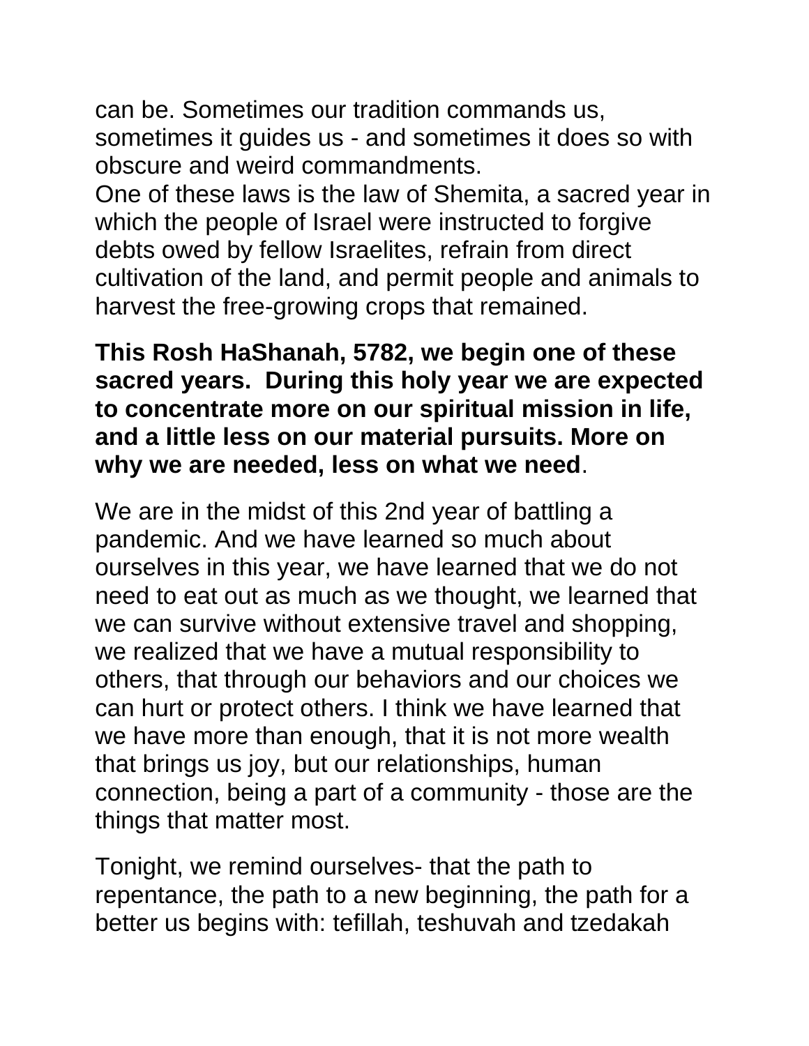can be. Sometimes our tradition commands us, sometimes it guides us - and sometimes it does so with obscure and weird commandments.
One of these laws is the law of Shemita, a sacred year in which the people of Israel were instructed to forgive debts owed by fellow Israelites, refrain from direct cultivation of the land, and permit people and animals to harvest the free-growing crops that remained.

**This Rosh HaShanah, 5782, we begin one of these sacred years. During this holy year we are expected to concentrate more on our spiritual mission in life, and a little less on our material pursuits. More on why we are needed, less on what we need**.

We are in the midst of this 2nd year of battling a pandemic. And we have learned so much about ourselves in this year, we have learned that we do not need to eat out as much as we thought, we learned that we can survive without extensive travel and shopping, we realized that we have a mutual responsibility to others, that through our behaviors and our choices we can hurt or protect others. I think we have learned that we have more than enough, that it is not more wealth that brings us joy, but our relationships, human connection, being a part of a community - those are the things that matter most.

Tonight, we remind ourselves- that the path to repentance, the path to a new beginning, the path for a better us begins with: tefillah, teshuvah and tzedakah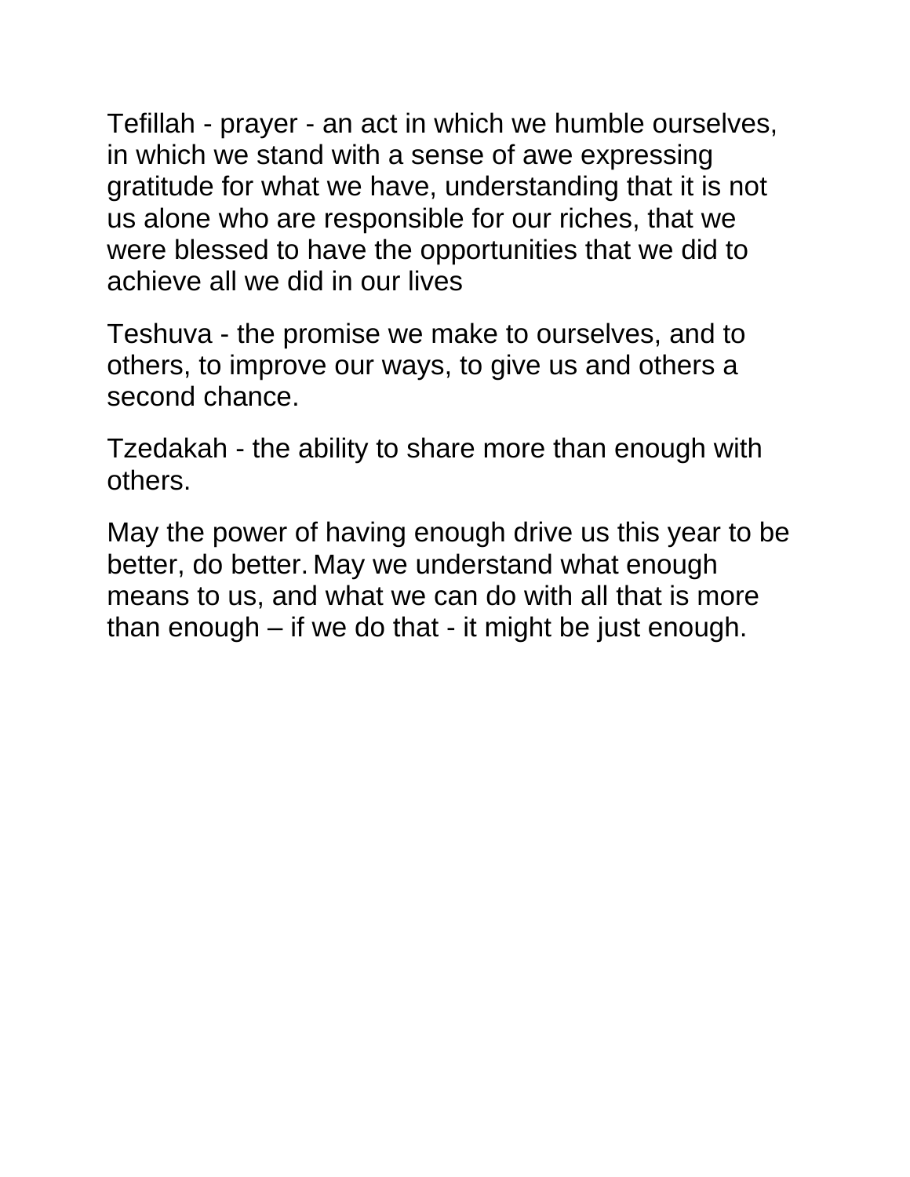Tefillah - prayer - an act in which we humble ourselves, in which we stand with a sense of awe expressing gratitude for what we have, understanding that it is not us alone who are responsible for our riches, that we were blessed to have the opportunities that we did to achieve all we did in our lives

Teshuva - the promise we make to ourselves, and to others, to improve our ways, to give us and others a second chance.

Tzedakah - the ability to share more than enough with others.

May the power of having enough drive us this year to be better, do better. May we understand what enough means to us, and what we can do with all that is more than enough – if we do that - it might be just enough.